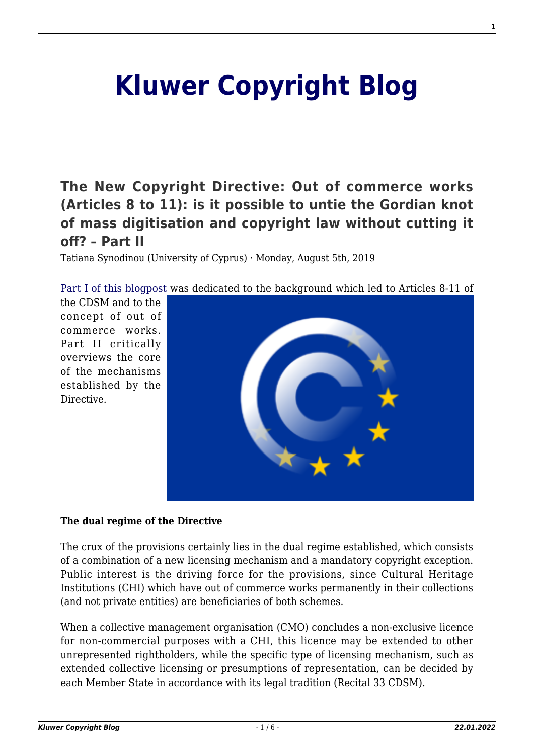# Kluwer Copyright Blog

## The New Copyright Directive: Out of commerce works (Articles 8 to 11): is it possible to untie the Gordian knot of mass digitisation and copyright law without cutting it off? – Part II

Tatiana Synodinou (University of Cyprus) · Monday, August 5th, 2019

Part I of this blogpost was dedicated to the background which led to Articles 8-11 of the CDSM and to the concept of out of commerce works. Part II critically overviews the core of the mechanisms established by the Directive.

**The dual regime of the Directive**

The crux of the provisions certainly lies in the dual regime established, which consists of a combination of a new licensing mechanism and a mandatory copyright exception. Public interest is the driving force for the provisions, since Cultural Heritage Institutions (CHI) which have out of commerce works permanently in their collections (and not private entities) are beneficiaries of both schemes.

When a collective management organisation (CMO) concludes a non-exclusive licence for non-commercial purposes with a CHI, this licence may be extended to other unrepresented rightholders, while the specific type of licensing mechanism, such as extended collective licensing or presumptions of representation, can be decided by each Member State in accordance with its legal tradition (Recital 33 CDSM).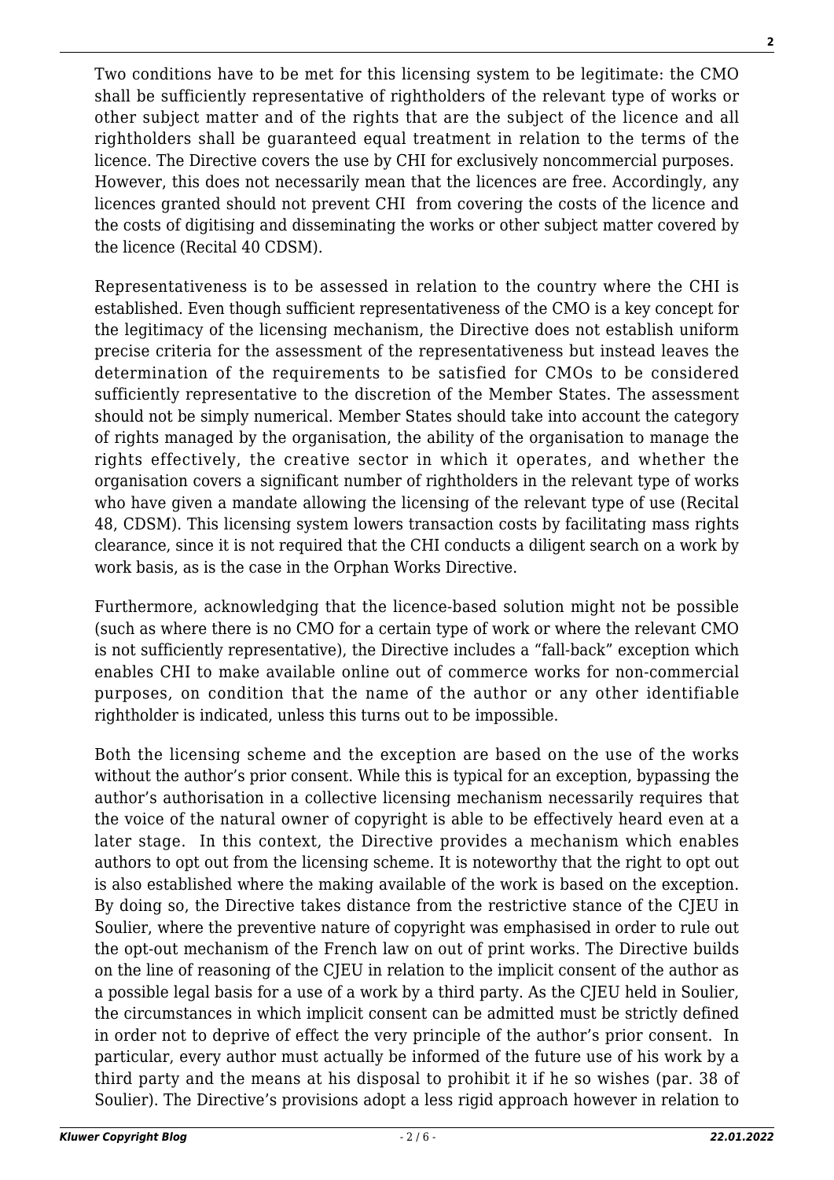Two conditions have to be met for this licensing system to be legitimate: the CMO shall be sufficiently representative of rightholders of the relevant type of works or other subject matter and of the rights that are the subject of the licence and all rightholders shall be guaranteed equal treatment in relation to the terms of the licence. The Directive covers the use by CHI for exclusively noncommercial purposes. However, this does not necessarily mean that the licences are free. Accordingly, any licences granted should not prevent CHI from covering the costs of the licence and the costs of digitising and disseminating the works or other subject matter covered by the licence (Recital 40 CDSM).

Representativeness is to be assessed in relation to the country where the CHI is established. Even though sufficient representativeness of the CMO is a key concept for the legitimacy of the licensing mechanism, the Directive does not establish uniform precise criteria for the assessment of the representativeness but instead leaves the determination of the requirements to be satisfied for CMOs to be considered sufficiently representative to the discretion of the Member States. The assessment should not be simply numerical. Member States should take into account the category of rights managed by the organisation, the ability of the organisation to manage the rights effectively, the creative sector in which it operates, and whether the organisation covers a significant number of rightholders in the relevant type of works who have given a mandate allowing the licensing of the relevant type of use (Recital 48, CDSM). This licensing system lowers transaction costs by facilitating mass rights clearance, since it is not required that the CHI conducts a diligent search on a work by work basis, as is the case in the Orphan Works Directive.

Furthermore, acknowledging that the licence-based solution might not be possible (such as where there is no CMO for a certain type of work or where the relevant CMO is not sufficiently representative), the Directive includes a "fall-back" exception which enables CHI to make available online out of commerce works for non-commercial purposes, on condition that the name of the author or any other identifiable rightholder is indicated, unless this turns out to be impossible.

Both the licensing scheme and the exception are based on the use of the works without the author's prior consent. While this is typical for an exception, bypassing the author's authorisation in a collective licensing mechanism necessarily requires that the voice of the natural owner of copyright is able to be effectively heard even at a later stage. In this context, the Directive provides a mechanism which enables authors to opt out from the licensing scheme. It is noteworthy that the right to opt out is also established where the making available of the work is based on the exception. By doing so, the Directive takes distance from the restrictive stance of the CJEU in Soulier, where the preventive nature of copyright was emphasised in order to rule out the opt-out mechanism of the French law on out of print works. The Directive builds on the line of reasoning of the CJEU in relation to the implicit consent of the author as a possible legal basis for a use of a work by a third party. As the CJEU held in Soulier, the circumstances in which implicit consent can be admitted must be strictly defined in order not to deprive of effect the very principle of the author's prior consent. In particular, every author must actually be informed of the future use of his work by a third party and the means at his disposal to prohibit it if he so wishes (par. 38 of Soulier). The Directive's provisions adopt a less rigid approach however in relation to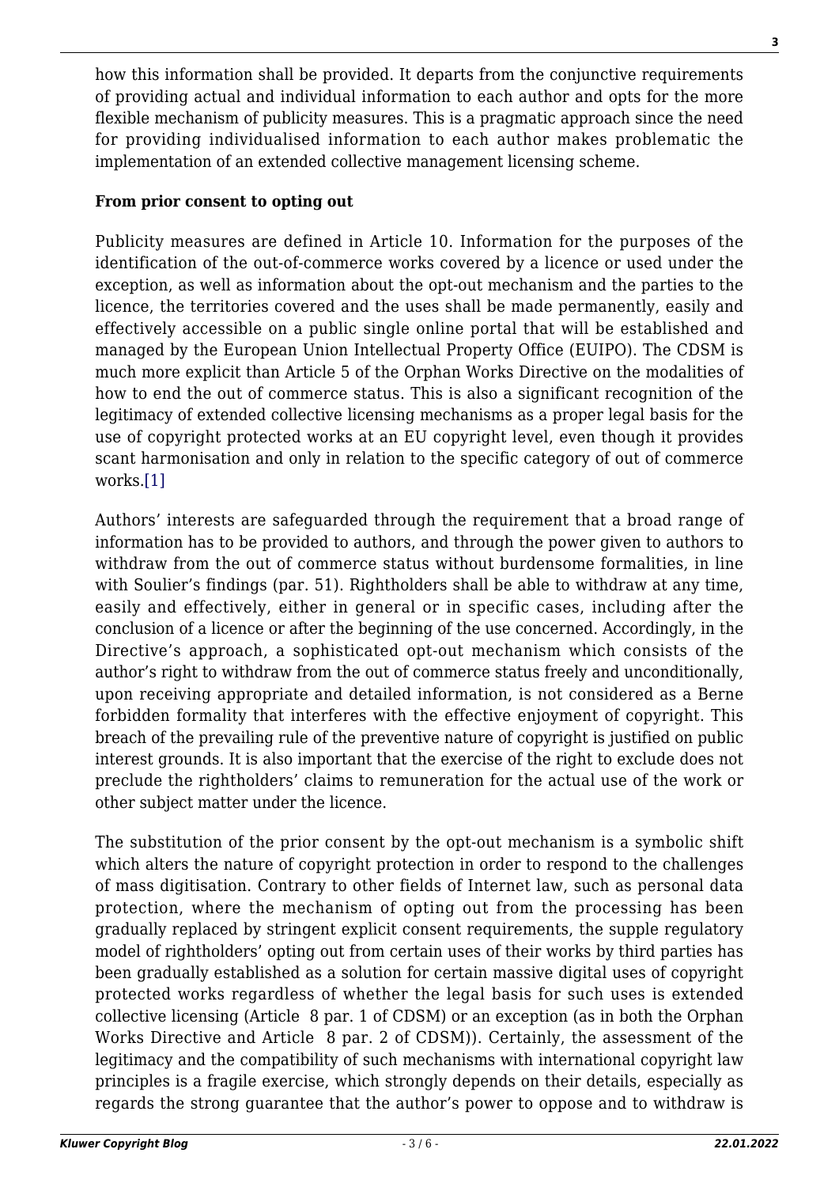how this information shall be provided. It departs from the conjunctive requirements of providing actual and individual information to each author and opts for the more flexible mechanism of publicity measures. This is a pragmatic approach since the need for providing individualised information to each author makes problematic the implementation of an extended collective management licensing scheme.

**From prior consent to opting out**

Publicity measures are defined in Article 10. Information for the purposes of the identification of the out-of-commerce works covered by a licence or used under the exception, as well as information about the opt-out mechanism and the parties to the licence, the territories covered and the uses shall be made permanently, easily and effectively accessible on a public single online portal that will be established and managed by the European Union Intellectual Property Office (EUIPO). The CDSM is much more explicit than Article 5 of the Orphan Works Directive on the modalities of how to end the out of commerce status. This is also a significant recognition of the legitimacy of extended collective licensing mechanisms as a proper legal basis for the use of copyright protected works at an EU copyright level, even though it provides scant harmonisation and only in relation to the specific category of out of commerce works.[1]

Authors' interests are safeguarded through the requirement that a broad range of information has to be provided to authors, and through the power given to authors to withdraw from the out of commerce status without burdensome formalities, in line with Soulier's findings (par. 51). Rightholders shall be able to withdraw at any time, easily and effectively, either in general or in specific cases, including after the conclusion of a licence or after the beginning of the use concerned. Accordingly, in the Directive's approach, a sophisticated opt-out mechanism which consists of the author's right to withdraw from the out of commerce status freely and unconditionally, upon receiving appropriate and detailed information, is not considered as a Berne forbidden formality that interferes with the effective enjoyment of copyright. This breach of the prevailing rule of the preventive nature of copyright is justified on public interest grounds. It is also important that the exercise of the right to exclude does not preclude the rightholders' claims to remuneration for the actual use of the work or other subject matter under the licence.

The substitution of the prior consent by the opt-out mechanism is a symbolic shift which alters the nature of copyright protection in order to respond to the challenges of mass digitisation. Contrary to other fields of Internet law, such as personal data protection, where the mechanism of opting out from the processing has been gradually replaced by stringent explicit consent requirements, the supple regulatory model of rightholders' opting out from certain uses of their works by third parties has been gradually established as a solution for certain massive digital uses of copyright protected works regardless of whether the legal basis for such uses is extended collective licensing (Article 8 par. 1 of CDSM) or an exception (as in both the Orphan Works Directive and Article 8 par. 2 of CDSM)). Certainly, the assessment of the legitimacy and the compatibility of such mechanisms with international copyright law principles is a fragile exercise, which strongly depends on their details, especially as regards the strong guarantee that the author's power to oppose and to withdraw is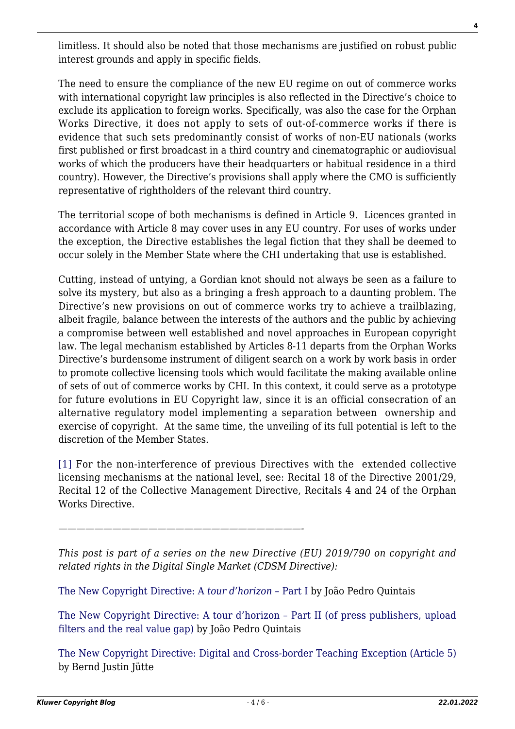limitless. It should also be noted that those mechanisms are justified on robust public interest grounds and apply in specific fields.

The need to ensure the compliance of the new EU regime on out of commerce works with international copyright law principles is also reflected in the Directive's choice to exclude its application to foreign works. Specifically, was also the case for the Orphan Works Directive, it does not apply to sets of out-of-commerce works if there is evidence that such sets predominantly consist of works of non-EU nationals (works first published or first broadcast in a third country and cinematographic or audiovisual works of which the producers have their headquarters or habitual residence in a third country). However, the Directive's provisions shall apply where the CMO is sufficiently representative of rightholders of the relevant third country.

The territorial scope of both mechanisms is defined in Article 9. Licences granted in accordance with Article 8 may cover uses in any EU country. For uses of works under the exception, the Directive establishes the legal fiction that they shall be deemed to occur solely in the Member State where the CHI undertaking that use is established.

Cutting, instead of untying, a Gordian knot should not always be seen as a failure to solve its mystery, but also as a bringing a fresh approach to a daunting problem. The Directive's new provisions on out of commerce works try to achieve a trailblazing, albeit fragile, balance between the interests of the authors and the public by achieving a compromise between well established and novel approaches in European copyright law. The legal mechanism established by Articles 8-11 departs from the Orphan Works Directive's burdensome instrument of diligent search on a work by work basis in order to promote collective licensing tools which would facilitate the making available online of sets of out of commerce works by CHI. In this context, it could serve as a prototype for future evolutions in EU Copyright law, since it is an official consecration of an alternative regulatory model implementing a separation between ownership and exercise of copyright. At the same time, the unveiling of its full potential is left to the discretion of the Member States.

[1] For the non-interference of previous Directives with the extended collective licensing mechanisms at the national level, see: Recital 18 of the Directive 2001/29, Recital 12 of the Collective Management Directive, Recitals 4 and 24 of the Orphan Works Directive.

————————————————————————————-

*This post is part of a series on the new Directive (EU) 2019/790 on copyright and related rights in the Digital Single Market (CDSM Directive):*

The New Copyright Directive: A *tour d'horizon* – Part I by João Pedro Quintais

The New Copyright Directive: A tour d'horizon – Part II (of press publishers, upload filters and the real value gap) by João Pedro Quintais

The New Copyright Directive: Digital and Cross-border Teaching Exception (Article 5) by Bernd Justin Jütte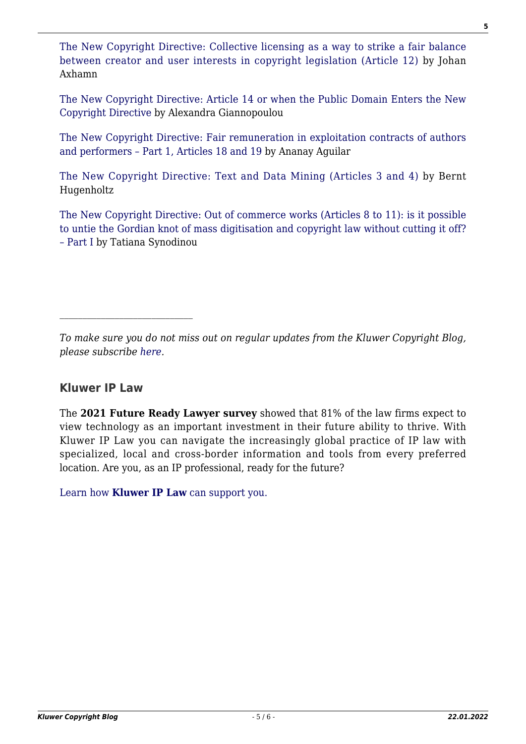The New Copyright Directive: Collective licensing as a way to strike a fair balance between creator and user interests in copyright legislation (Article 12) by Johan Axhamn

The New Copyright Directive: Article 14 or when the Public Domain Enters the New Copyright Directive by Alexandra Giannopoulou

The New Copyright Directive: Fair remuneration in exploitation contracts of authors and performers – Part 1, Articles 18 and 19 by Ananay Aguilar

The New Copyright Directive: Text and Data Mining (Articles 3 and 4) by Bernt Hugenholtz

The New Copyright Directive: Out of commerce works (Articles 8 to 11): is it possible to untie the Gordian knot of mass digitisation and copyright law without cutting it off? – Part I by Tatiana Synodinou

---

*To make sure you do not miss out on regular updates from the Kluwer Copyright Blog, please subscribe here.*

### Kluwer IP Law

The **2021 Future Ready Lawyer survey** showed that 81% of the law firms expect to view technology as an important investment in their future ability to thrive. With Kluwer IP Law you can navigate the increasingly global practice of IP law with specialized, local and cross-border information and tools from every preferred location. Are you, as an IP professional, ready for the future?

Learn how **Kluwer IP Law** can support you.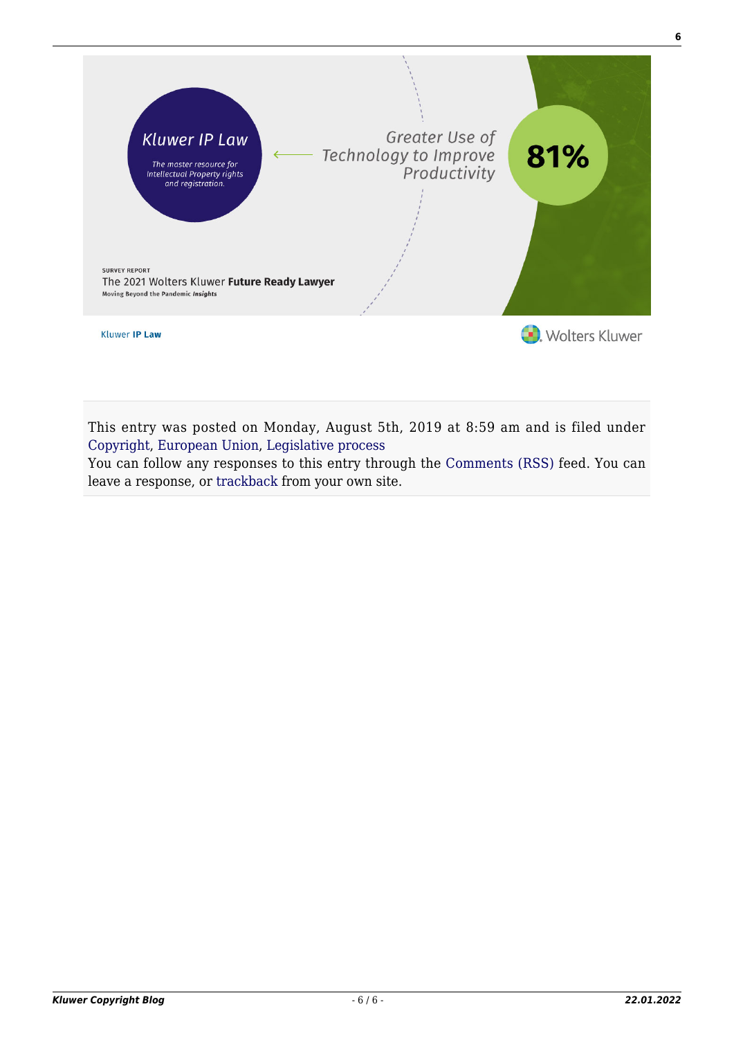Kluwer IP Law

The master resource for Intellectual Property rights and registration.

Greater Use of Technology to Improve Productivity

81%

SURVEY REPORT

The 2021 Wolters Kluwer **Future Ready Lawyer**

Moving Beyond the Pandemic *Insights*

Kluwer **IP Law**

Wolters Kluwer

---

This entry was posted on Monday, August 5th, 2019 at 8:59 am and is filed under Copyright, European Union, Legislative process
You can follow any responses to this entry through the Comments (RSS) feed. You can leave a response, or trackback from your own site.